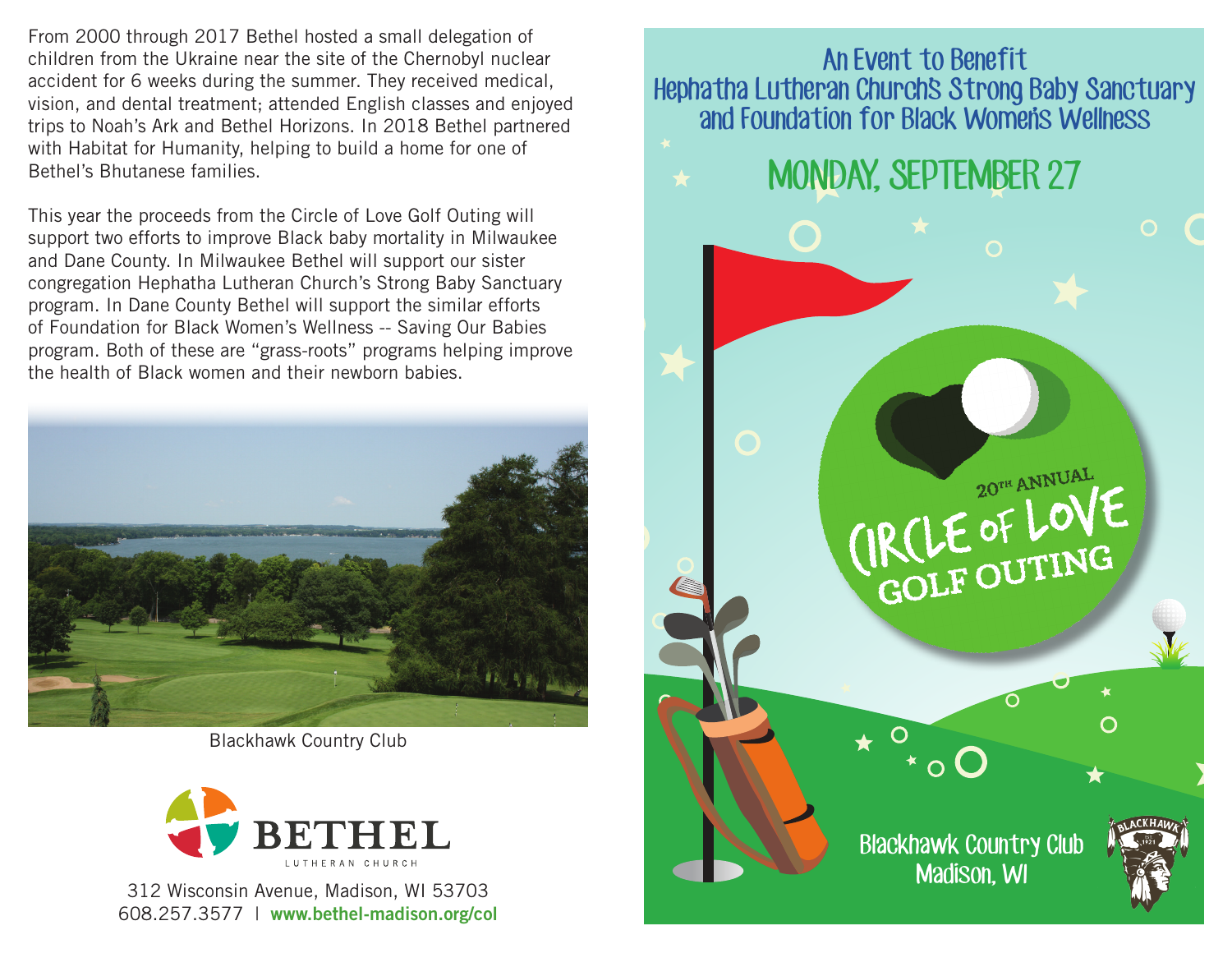From 2000 through 2017 Bethel hosted a small delegation of children from the Ukraine near the site of the Chernobyl nuclear accident for 6 weeks during the summer. They received medical, vision, and dental treatment; attended English classes and enjoyed trips to Noah's Ark and Bethel Horizons. In 2018 Bethel partnered with Habitat for Humanity, helping to build a home for one of Bethel's Bhutanese families.

This year the proceeds from the Circle of Love Golf Outing will support two efforts to improve Black baby mortality in Milwaukee and Dane County. In Milwaukee Bethel will support our sister congregation Hephatha Lutheran Church's Strong Baby Sanctuary program. In Dane County Bethel will support the similar efforts of Foundation for Black Women's Wellness -- Saving Our Babies program. Both of these are "grass-roots" programs helping improve the health of Black women and their newborn babies.

Blackhawk Country Club

**BETHEL**
LUTHERAN CHURCH

312 Wisconsin Avenue, Madison, WI 53703
608.257.3577 | **www.bethel-madison.org/col**

## An Event to Benefit Hephatha Lutheran Church's Strong Baby Sanctuary and Foundation for Black Women's Wellness

## MONDAY, SEPTEMBER 27

# 20TH ANNUAL CIRCLE OF LOVE GOLF OUTING

Blackhawk Country Club
Madison, WI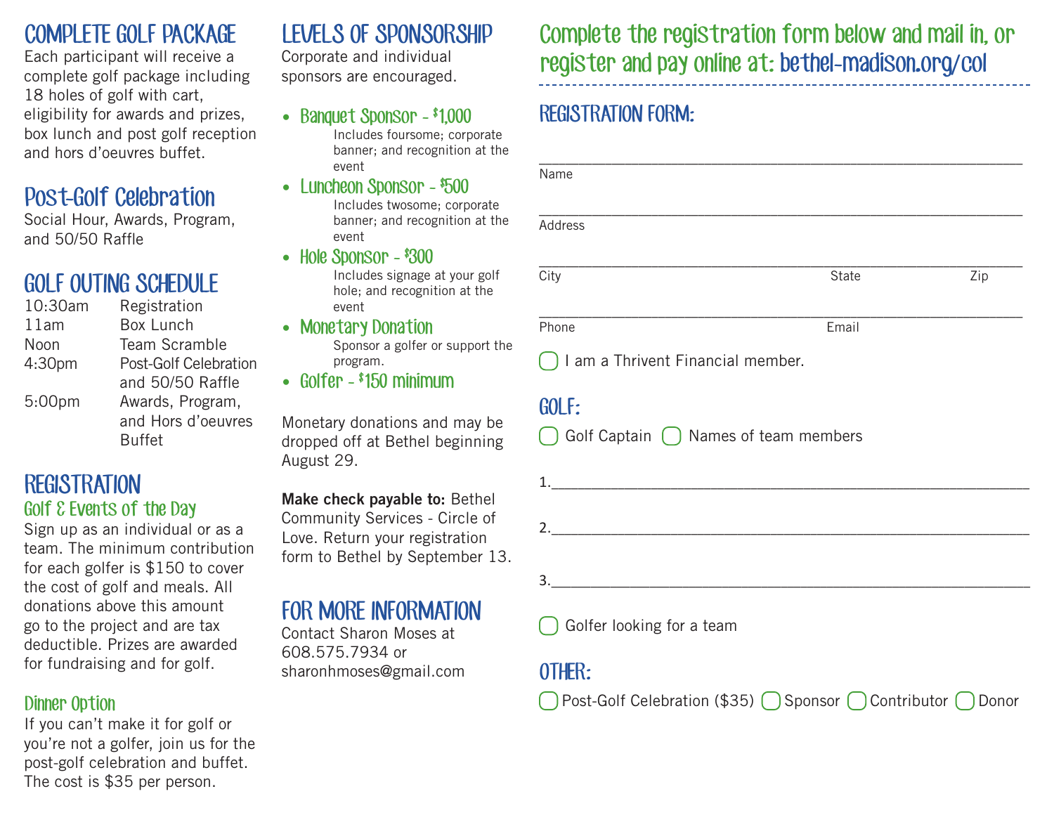## COMPLETE GOLF PACKAGE

Each participant will receive a complete golf package including 18 holes of golf with cart, eligibility for awards and prizes, box lunch and post golf reception and hors d'oeuvres buffet.

## Post-Golf Celebration

Social Hour, Awards, Program, and 50/50 Raffle

## GOLF OUTING SCHEDULE

| | |
|---|---|
| 10:30am | Registration |
| 11am | Box Lunch |
| Noon | Team Scramble |
| 4:30pm | Post-Golf Celebration and 50/50 Raffle |
| 5:00pm | Awards, Program, and Hors d'oeuvres Buffet |

## REGISTRATION

### Golf & Events of the Day

Sign up as an individual or as a team. The minimum contribution for each golfer is $150 to cover the cost of golf and meals. All donations above this amount go to the project and are tax deductible. Prizes are awarded for fundraising and for golf.

### Dinner Option

If you can't make it for golf or you're not a golfer, join us for the post-golf celebration and buffet. The cost is $35 per person.

## LEVELS OF SPONSORSHIP

Corporate and individual sponsors are encouraged.

- **Banquet Sponsor - $1,000**
  Includes foursome; corporate banner; and recognition at the event
- **Luncheon Sponsor - $500**
  Includes twosome; corporate banner; and recognition at the event
- **Hole Sponsor - $300**
  Includes signage at your golf hole; and recognition at the event
- **Monetary Donation**
  Sponsor a golfer or support the program.
- **Golfer - $150 minimum**

Monetary donations and may be dropped off at Bethel beginning August 29.

**Make check payable to:** Bethel Community Services - Circle of Love. Return your registration form to Bethel by September 13.

## FOR MORE INFORMATION

Contact Sharon Moses at 608.575.7934 or sharonhmoses@gmail.com

## Complete the registration form below and mail in, or register and pay online at: bethel-madison.org/col

## REGISTRATION FORM:

______________________________
Name

______________________________
Address

______________________________
City State Zip

______________________________
Phone Email

☐ I am a Thrivent Financial member.

## GOLF:

☐ Golf Captain ☐ Names of team members

1.______________________________

2.______________________________

3.______________________________

☐ Golfer looking for a team

## OTHER:

☐ Post-Golf Celebration ($35) ☐ Sponsor ☐ Contributor ☐ Donor